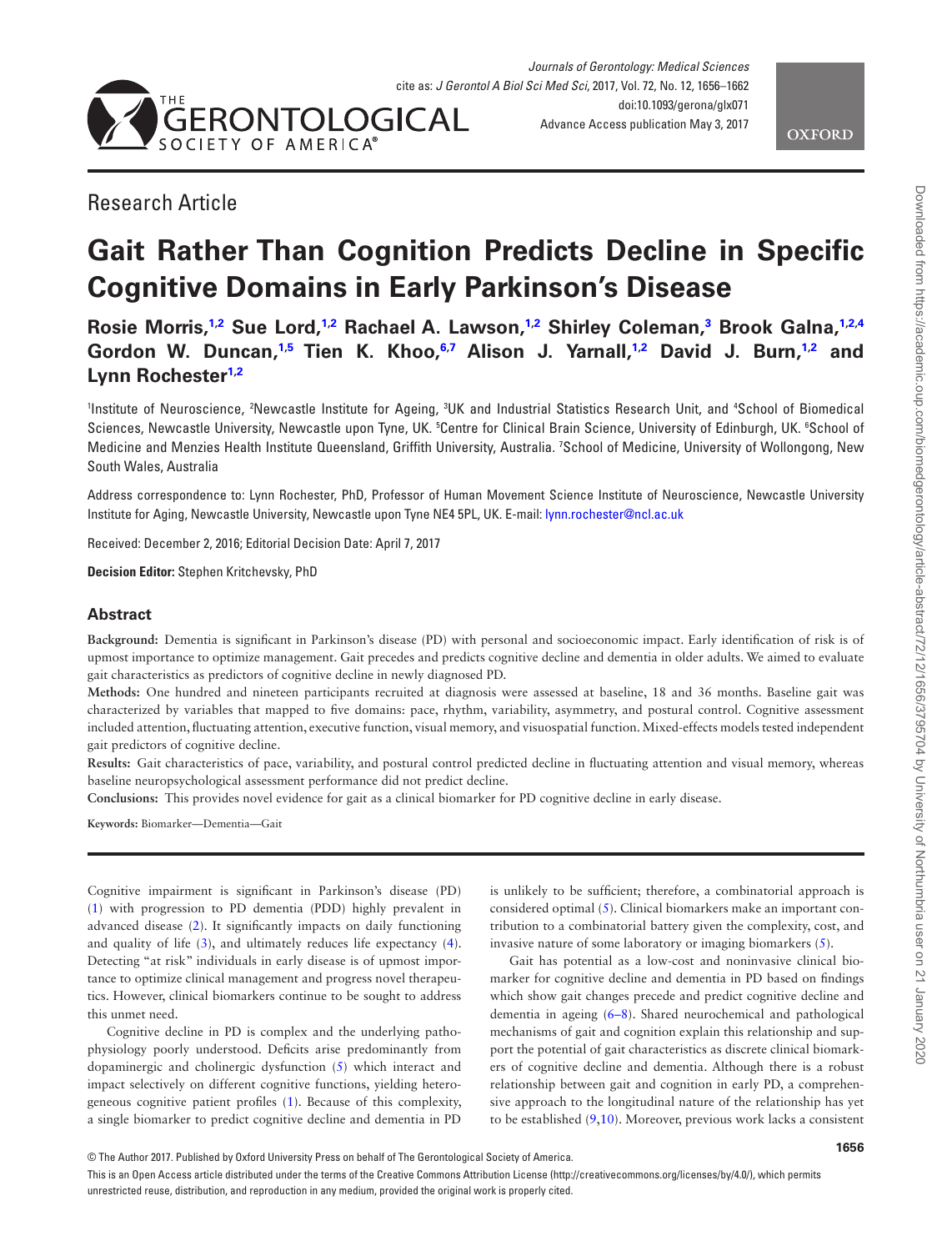Research Article

# Gait Rather Than Cognition Predicts Decline in Specific Cognitive Domains in Early Parkinson's Disease

**Rosie Morris,[1,2] Sue Lord,[1,2] Rachael A. Lawson,[1,2] Shirley Coleman,[3] Brook Galna,[1,2,4] Gordon W. Duncan,[1,5] Tien K. Khoo,[6,7] Alison J. Yarnall,[1,2] David J. Burn,[1,2] and Lynn Rochester[1,2]**

[1]Institute of Neuroscience, [2]Newcastle Institute for Ageing, [3]UK and Industrial Statistics Research Unit, and [4]School of Biomedical Sciences, Newcastle University, Newcastle upon Tyne, UK. [5]Centre for Clinical Brain Science, University of Edinburgh, UK. [6]School of Medicine and Menzies Health Institute Queensland, Griffith University, Australia. [7]School of Medicine, University of Wollongong, New South Wales, Australia

Address correspondence to: Lynn Rochester, PhD, Professor of Human Movement Science Institute of Neuroscience, Newcastle University Institute for Aging, Newcastle University, Newcastle upon Tyne NE4 5PL, UK. E-mail: lynn.rochester@ncl.ac.uk

Received: December 2, 2016; Editorial Decision Date: April 7, 2017

**Decision Editor:** Stephen Kritchevsky, PhD

## Abstract

**Background:** Dementia is significant in Parkinson's disease (PD) with personal and socioeconomic impact. Early identification of risk is of upmost importance to optimize management. Gait precedes and predicts cognitive decline and dementia in older adults. We aimed to evaluate gait characteristics as predictors of cognitive decline in newly diagnosed PD.

**Methods:** One hundred and nineteen participants recruited at diagnosis were assessed at baseline, 18 and 36 months. Baseline gait was characterized by variables that mapped to five domains: pace, rhythm, variability, asymmetry, and postural control. Cognitive assessment included attention, fluctuating attention, executive function, visual memory, and visuospatial function. Mixed-effects models tested independent gait predictors of cognitive decline.

**Results:** Gait characteristics of pace, variability, and postural control predicted decline in fluctuating attention and visual memory, whereas baseline neuropsychological assessment performance did not predict decline.

**Conclusions:** This provides novel evidence for gait as a clinical biomarker for PD cognitive decline in early disease.

**Keywords:** Biomarker—Dementia—Gait

Cognitive impairment is significant in Parkinson's disease (PD) (1) with progression to PD dementia (PDD) highly prevalent in advanced disease (2). It significantly impacts on daily functioning and quality of life (3), and ultimately reduces life expectancy (4). Detecting "at risk" individuals in early disease is of upmost importance to optimize clinical management and progress novel therapeutics. However, clinical biomarkers continue to be sought to address this unmet need.

Cognitive decline in PD is complex and the underlying pathophysiology poorly understood. Deficits arise predominantly from dopaminergic and cholinergic dysfunction (5) which interact and impact selectively on different cognitive functions, yielding heterogeneous cognitive patient profiles (1). Because of this complexity, a single biomarker to predict cognitive decline and dementia in PD is unlikely to be sufficient; therefore, a combinatorial approach is considered optimal (5). Clinical biomarkers make an important contribution to a combinatorial battery given the complexity, cost, and invasive nature of some laboratory or imaging biomarkers (5).

Gait has potential as a low-cost and noninvasive clinical biomarker for cognitive decline and dementia in PD based on findings which show gait changes precede and predict cognitive decline and dementia in ageing (6–8). Shared neurochemical and pathological mechanisms of gait and cognition explain this relationship and support the potential of gait characteristics as discrete clinical biomarkers of cognitive decline and dementia. Although there is a robust relationship between gait and cognition in early PD, a comprehensive approach to the longitudinal nature of the relationship has yet to be established (9,10). Moreover, previous work lacks a consistent

© The Author 2017. Published by Oxford University Press on behalf of The Gerontological Society of America.

This is an Open Access article distributed under the terms of the Creative Commons Attribution License (http://creativecommons.org/licenses/by/4.0/), which permits unrestricted reuse, distribution, and reproduction in any medium, provided the original work is properly cited.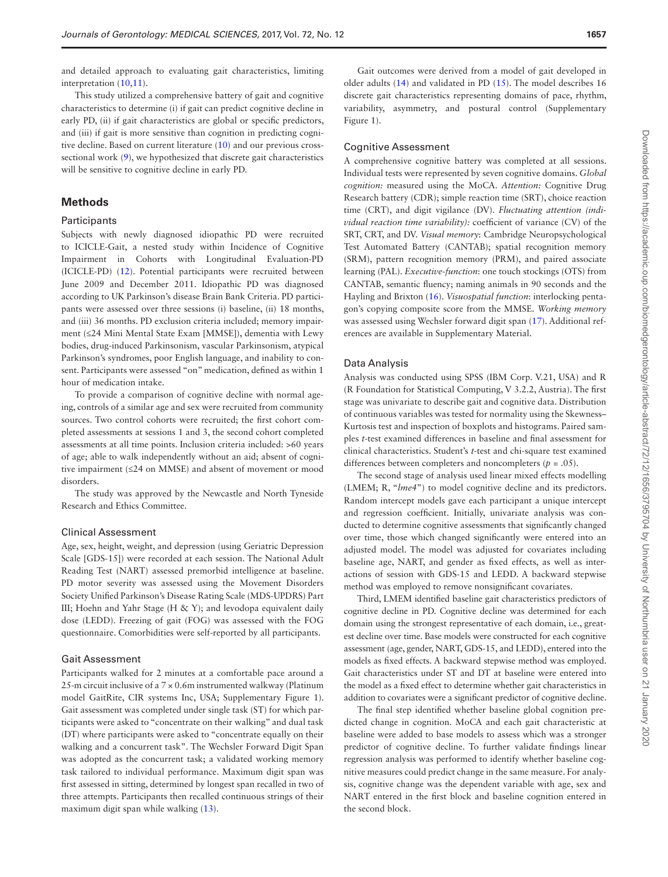and detailed approach to evaluating gait characteristics, limiting interpretation (10,11).

This study utilized a comprehensive battery of gait and cognitive characteristics to determine (i) if gait can predict cognitive decline in early PD, (ii) if gait characteristics are global or specific predictors, and (iii) if gait is more sensitive than cognition in predicting cognitive decline. Based on current literature (10) and our previous cross-sectional work (9), we hypothesized that discrete gait characteristics will be sensitive to cognitive decline in early PD.

## Methods

### Participants

Subjects with newly diagnosed idiopathic PD were recruited to ICICLE-Gait, a nested study within Incidence of Cognitive Impairment in Cohorts with Longitudinal Evaluation-PD (ICICLE-PD) (12). Potential participants were recruited between June 2009 and December 2011. Idiopathic PD was diagnosed according to UK Parkinson's disease Brain Bank Criteria. PD participants were assessed over three sessions (i) baseline, (ii) 18 months, and (iii) 36 months. PD exclusion criteria included; memory impairment (≤24 Mini Mental State Exam [MMSE]), dementia with Lewy bodies, drug-induced Parkinsonism, vascular Parkinsonism, atypical Parkinson's syndromes, poor English language, and inability to consent. Participants were assessed "on" medication, defined as within 1 hour of medication intake.

To provide a comparison of cognitive decline with normal ageing, controls of a similar age and sex were recruited from community sources. Two control cohorts were recruited; the first cohort completed assessments at sessions 1 and 3, the second cohort completed assessments at all time points. Inclusion criteria included: >60 years of age; able to walk independently without an aid; absent of cognitive impairment (≤24 on MMSE) and absent of movement or mood disorders.

The study was approved by the Newcastle and North Tyneside Research and Ethics Committee.

### Clinical Assessment

Age, sex, height, weight, and depression (using Geriatric Depression Scale [GDS-15]) were recorded at each session. The National Adult Reading Test (NART) assessed premorbid intelligence at baseline. PD motor severity was assessed using the Movement Disorders Society Unified Parkinson's Disease Rating Scale (MDS-UPDRS) Part III; Hoehn and Yahr Stage (H & Y); and levodopa equivalent daily dose (LEDD). Freezing of gait (FOG) was assessed with the FOG questionnaire. Comorbidities were self-reported by all participants.

### Gait Assessment

Participants walked for 2 minutes at a comfortable pace around a 25-m circuit inclusive of a 7 × 0.6m instrumented walkway (Platinum model GaitRite, CIR systems Inc, USA; Supplementary Figure 1). Gait assessment was completed under single task (ST) for which participants were asked to "concentrate on their walking" and dual task (DT) where participants were asked to "concentrate equally on their walking and a concurrent task". The Wechsler Forward Digit Span was adopted as the concurrent task; a validated working memory task tailored to individual performance. Maximum digit span was first assessed in sitting, determined by longest span recalled in two of three attempts. Participants then recalled continuous strings of their maximum digit span while walking (13).

Gait outcomes were derived from a model of gait developed in older adults (14) and validated in PD (15). The model describes 16 discrete gait characteristics representing domains of pace, rhythm, variability, asymmetry, and postural control (Supplementary Figure 1).

### Cognitive Assessment

A comprehensive cognitive battery was completed at all sessions. Individual tests were represented by seven cognitive domains. *Global cognition:* measured using the MoCA. *Attention:* Cognitive Drug Research battery (CDR); simple reaction time (SRT), choice reaction time (CRT), and digit vigilance (DV). *Fluctuating attention (individual reaction time variability):* coefficient of variance (CV) of the SRT, CRT, and DV. *Visual memory:* Cambridge Neuropsychological Test Automated Battery (CANTAB); spatial recognition memory (SRM), pattern recognition memory (PRM), and paired associate learning (PAL). *Executive-function:* one touch stockings (OTS) from CANTAB, semantic fluency; naming animals in 90 seconds and the Hayling and Brixton (16). *Visuospatial function:* interlocking pentagon's copying composite score from the MMSE. *Working memory* was assessed using Wechsler forward digit span (17). Additional references are available in Supplementary Material.

### Data Analysis

Analysis was conducted using SPSS (IBM Corp. V.21, USA) and R (R Foundation for Statistical Computing, V 3.2.2, Austria). The first stage was univariate to describe gait and cognitive data. Distribution of continuous variables was tested for normality using the Skewness–Kurtosis test and inspection of boxplots and histograms. Paired samples *t*-test examined differences in baseline and final assessment for clinical characteristics. Student's *t*-test and chi-square test examined differences between completers and noncompleters ($p = .05$).

The second stage of analysis used linear mixed effects modelling (LMEM; R, "*lme4*") to model cognitive decline and its predictors. Random intercept models gave each participant a unique intercept and regression coefficient. Initially, univariate analysis was conducted to determine cognitive assessments that significantly changed over time, those which changed significantly were entered into an adjusted model. The model was adjusted for covariates including baseline age, NART, and gender as fixed effects, as well as interactions of session with GDS-15 and LEDD. A backward stepwise method was employed to remove nonsignificant covariates.

Third, LMEM identified baseline gait characteristics predictors of cognitive decline in PD. Cognitive decline was determined for each domain using the strongest representative of each domain, i.e., greatest decline over time. Base models were constructed for each cognitive assessment (age, gender, NART, GDS-15, and LEDD), entered into the models as fixed effects. A backward stepwise method was employed. Gait characteristics under ST and DT at baseline were entered into the model as a fixed effect to determine whether gait characteristics in addition to covariates were a significant predictor of cognitive decline.

The final step identified whether baseline global cognition predicted change in cognition. MoCA and each gait characteristic at baseline were added to base models to assess which was a stronger predictor of cognitive decline. To further validate findings linear regression analysis was performed to identify whether baseline cognitive measures could predict change in the same measure. For analysis, cognitive change was the dependent variable with age, sex and NART entered in the first block and baseline cognition entered in the second block.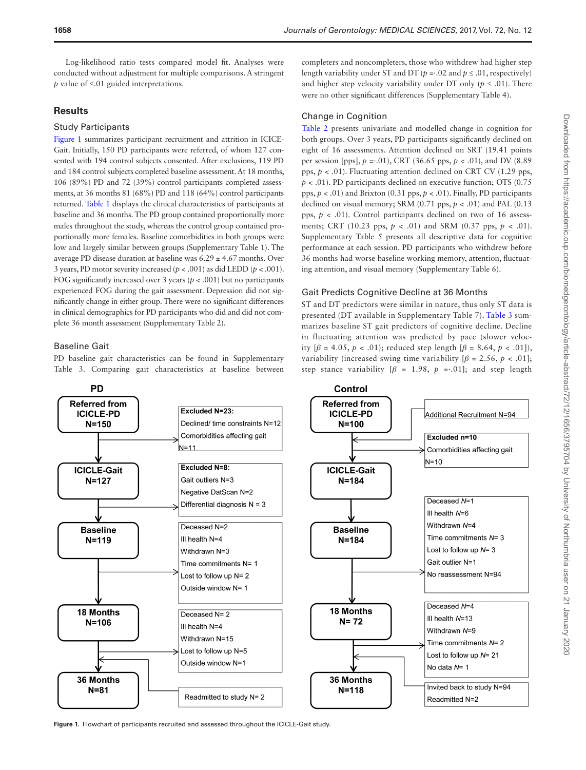Log-likelihood ratio tests compared model fit. Analyses were conducted without adjustment for multiple comparisons. A stringent $p$ value of ≤.01 guided interpretations.

## Results

### Study Participants

Figure 1 summarizes participant recruitment and attrition in ICICE-Gait. Initially, 150 PD participants were referred, of whom 127 consented with 194 control subjects consented. After exclusions, 119 PD and 184 control subjects completed baseline assessment. At 18 months, 106 (89%) PD and 72 (39%) control participants completed assessments, at 36 months 81 (68%) PD and 118 (64%) control participants returned. Table 1 displays the clinical characteristics of participants at baseline and 36 months. The PD group contained proportionally more males throughout the study, whereas the control group contained proportionally more females. Baseline comorbidities in both groups were low and largely similar between groups (Supplementary Table 1). The average PD disease duration at baseline was 6.29 ± 4.67 months. Over 3 years, PD motor severity increased ($p < .001$) as did LEDD ($p < .001$). FOG significantly increased over 3 years ($p < .001$) but no participants experienced FOG during the gait assessment. Depression did not significantly change in either group. There were no significant differences in clinical demographics for PD participants who did and did not complete 36 month assessment (Supplementary Table 2).

### Baseline Gait

PD baseline gait characteristics can be found in Supplementary Table 3. Comparing gait characteristics at baseline between completers and noncompleters, those who withdrew had higher step length variability under ST and DT ($p$ =·.02 and $p \leq .01$, respectively) and higher step velocity variability under DT only ($p \leq .01$). There were no other significant differences (Supplementary Table 4).

### Change in Cognition

Table 2 presents univariate and modelled change in cognition for both groups. Over 3 years, PD participants significantly declined on eight of 16 assessments. Attention declined on SRT (19.41 points per session [pps], $p$ =·.01), CRT (36.65 pps, $p < .01$), and DV (8.89 pps, $p < .01$). Fluctuating attention declined on CRT CV (1.29 pps, $p < .01$). PD participants declined on executive function; OTS (0.75 pps, $p < .01$) and Brixton (0.31 pps, $p < .01$). Finally, PD participants declined on visual memory; SRM (0.71 pps, $p < .01$) and PAL (0.13 pps, $p < .01$). Control participants declined on two of 16 assessments; CRT (10.23 pps, $p < .01$) and SRM (0.37 pps, $p < .01$). Supplementary Table 5 presents all descriptive data for cognitive performance at each session. PD participants who withdrew before 36 months had worse baseline working memory, attention, fluctuating attention, and visual memory (Supplementary Table 6).

### Gait Predicts Cognitive Decline at 36 Months

ST and DT predictors were similar in nature, thus only ST data is presented (DT available in Supplementary Table 7). Table 3 summarizes baseline ST gait predictors of cognitive decline. Decline in fluctuating attention was predicted by pace (slower velocity [$\beta$ = 4.05, $p < .01$]; reduced step length [$\beta$ = 8.64, $p < .01$]), variability (increased swing time variability [$\beta$ = 2.56, $p < .01$]; step stance variability [$\beta$ = 1.98, $p$ =·.01]; and step length

| PD | | Control | |
|---|---|---|---|
| Referred from ICICLE-PD N=150 | Excluded N=23: Declined/ time constraints N=12; Comorbidities affecting gait N=11 | Referred from ICICLE-PD N=100 | Additional Recruitment N=94; Excluded n=10: Comorbidities affecting gait N=10 |
| ICICLE-Gait N=127 | Excluded N=8: Gait outliers N=3; Negative DatScan N=2; Differential diagnosis N = 3 | ICICLE-Gait N=184 | |
| Baseline N=119 | Deceased N=2; Ill health N=4; Withdrawn N=3; Time commitments N= 1; Lost to follow up N= 2; Outside window N= 1 | Baseline N=184 | Deceased N=1; Ill health N=6; Withdrawn N=4; Time commitments N= 3; Lost to follow up N= 3; Gait outlier N=1; No reassessment N=94 |
| 18 Months N=106 | Deceased N= 2; Ill health N=4; Withdrawn N=15; Lost to follow up N=5; Outside window N=1 | 18 Months N= 72 | Deceased N=4; Ill health N=13; Withdrawn N=9; Time commitments N= 2; Lost to follow up N= 21; No data N= 1 |
| 36 Months N=81 | Readmitted to study N= 2 | 36 Months N=118 | Invited back to study N=94; Readmitted N=2 |

**Figure 1.** Flowchart of participants recruited and assessed throughout the ICICLE-Gait study.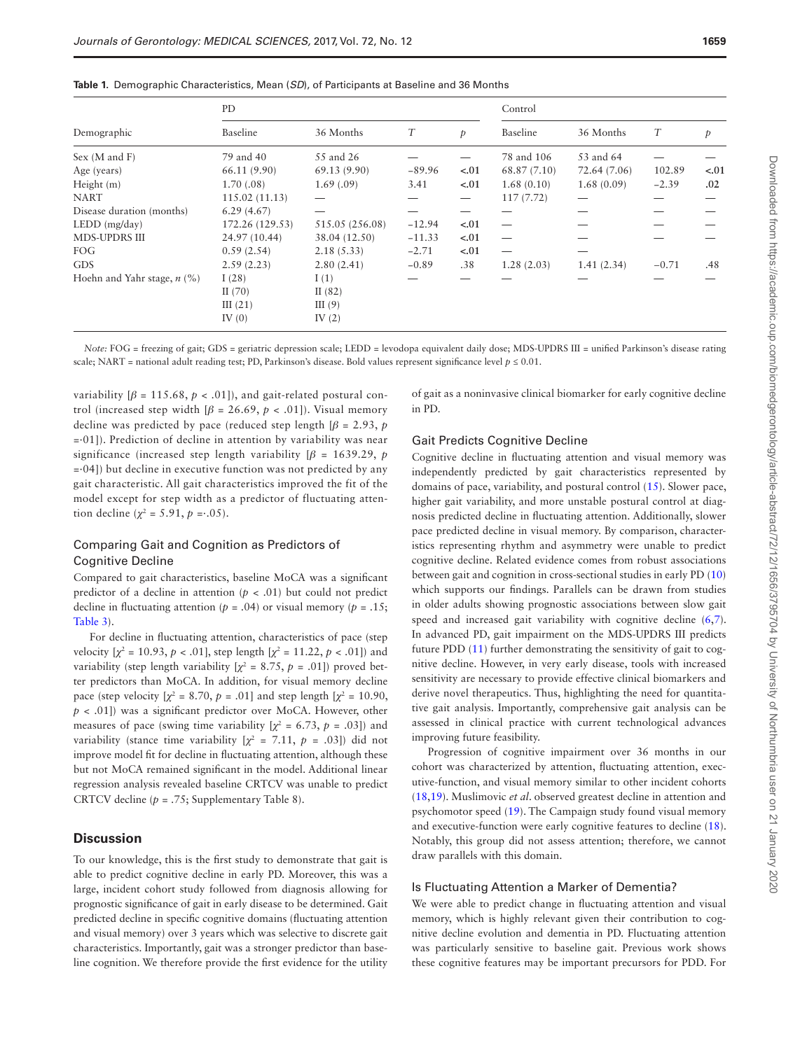**Table 1.** Demographic Characteristics, Mean (*SD*), of Participants at Baseline and 36 Months

| Demographic | PD | | | | Control | | | |
|---|---|---|---|---|---|---|---|---|
| | Baseline | 36 Months | *T* | *p* | Baseline | 36 Months | *T* | *p* |
| Sex (M and F) | 79 and 40 | 55 and 26 | — | — | 78 and 106 | 53 and 64 | — | — |
| Age (years) | 66.11 (9.90) | 69.13 (9.90) | −89.96 | **<.01** | 68.87 (7.10) | 72.64 (7.06) | 102.89 | **<.01** |
| Height (m) | 1.70 (.08) | 1.69 (.09) | 3.41 | **<.01** | 1.68 (0.10) | 1.68 (0.09) | −2.39 | **.02** |
| NART | 115.02 (11.13) | — | — | — | 117 (7.72) | — | — | — |
| Disease duration (months) | 6.29 (4.67) | — | — | — | — | — | — | — |
| LEDD (mg/day) | 172.26 (129.53) | 515.05 (256.08) | −12.94 | **<.01** | — | — | — | — |
| MDS-UPDRS III | 24.97 (10.44) | 38.04 (12.50) | −11.33 | **<.01** | — | — | — | — |
| FOG | 0.59 (2.54) | 2.18 (5.33) | −2.71 | **<.01** | — | — | | |
| GDS | 2.59 (2.23) | 2.80 (2.41) | −0.89 | .38 | 1.28 (2.03) | 1.41 (2.34) | −0.71 | .48 |
| Hoehn and Yahr stage, *n* (%) | I (28)<br>II (70)<br>III (21)<br>IV (0) | I (1)<br>II (82)<br>III (9)<br>IV (2) | — | — | — | — | — | — |

*Note:* FOG = freezing of gait; GDS = geriatric depression scale; LEDD = levodopa equivalent daily dose; MDS-UPDRS III = unified Parkinson's disease rating scale; NART = national adult reading test; PD, Parkinson's disease. Bold values represent significance level $p \leq 0.01$.

variability [$\beta = 115.68$, $p < .01$]), and gait-related postural control (increased step width [$\beta = 26.69$, $p < .01$]). Visual memory decline was predicted by pace (reduced step length [$\beta = 2.93$, $p = .01$]). Prediction of decline in attention by variability was near significance (increased step length variability [$\beta = 1639.29$, $p = .04$]) but decline in executive function was not predicted by any gait characteristic. All gait characteristics improved the fit of the model except for step width as a predictor of fluctuating attention decline ($\chi^2 = 5.91$, $p = .05$).

### Comparing Gait and Cognition as Predictors of Cognitive Decline

Compared to gait characteristics, baseline MoCA was a significant predictor of a decline in attention ($p < .01$) but could not predict decline in fluctuating attention ($p = .04$) or visual memory ($p = .15$; Table 3).

For decline in fluctuating attention, characteristics of pace (step velocity [$\chi^2 = 10.93$, $p < .01$], step length [$\chi^2 = 11.22$, $p < .01$]) and variability (step length variability [$\chi^2 = 8.75$, $p = .01$]) proved better predictors than MoCA. In addition, for visual memory decline pace (step velocity [$\chi^2 = 8.70$, $p = .01$] and step length [$\chi^2 = 10.90$, $p < .01$]) was a significant predictor over MoCA. However, other measures of pace (swing time variability [$\chi^2 = 6.73$, $p = .03$]) and variability (stance time variability [$\chi^2 = 7.11$, $p = .03$]) did not improve model fit for decline in fluctuating attention, although these but not MoCA remained significant in the model. Additional linear regression analysis revealed baseline CRTCV was unable to predict CRTCV decline ($p = .75$; Supplementary Table 8).

## Discussion

To our knowledge, this is the first study to demonstrate that gait is able to predict cognitive decline in early PD. Moreover, this was a large, incident cohort study followed from diagnosis allowing for prognostic significance of gait in early disease to be determined. Gait predicted decline in specific cognitive domains (fluctuating attention and visual memory) over 3 years which was selective to discrete gait characteristics. Importantly, gait was a stronger predictor than baseline cognition. We therefore provide the first evidence for the utility of gait as a noninvasive clinical biomarker for early cognitive decline in PD.

### Gait Predicts Cognitive Decline

Cognitive decline in fluctuating attention and visual memory was independently predicted by gait characteristics represented by domains of pace, variability, and postural control (15). Slower pace, higher gait variability, and more unstable postural control at diagnosis predicted decline in fluctuating attention. Additionally, slower pace predicted decline in visual memory. By comparison, characteristics representing rhythm and asymmetry were unable to predict cognitive decline. Related evidence comes from robust associations between gait and cognition in cross-sectional studies in early PD (10) which supports our findings. Parallels can be drawn from studies in older adults showing prognostic associations between slow gait speed and increased gait variability with cognitive decline (6,7). In advanced PD, gait impairment on the MDS-UPDRS III predicts future PDD (11) further demonstrating the sensitivity of gait to cognitive decline. However, in very early disease, tools with increased sensitivity are necessary to provide effective clinical biomarkers and derive novel therapeutics. Thus, highlighting the need for quantitative gait analysis. Importantly, comprehensive gait analysis can be assessed in clinical practice with current technological advances improving future feasibility.

Progression of cognitive impairment over 36 months in our cohort was characterized by attention, fluctuating attention, executive-function, and visual memory similar to other incident cohorts (18,19). Muslimovic *et al.* observed greatest decline in attention and psychomotor speed (19). The Campaign study found visual memory and executive-function were early cognitive features to decline (18). Notably, this group did not assess attention; therefore, we cannot draw parallels with this domain.

### Is Fluctuating Attention a Marker of Dementia?

We were able to predict change in fluctuating attention and visual memory, which is highly relevant given their contribution to cognitive decline evolution and dementia in PD. Fluctuating attention was particularly sensitive to baseline gait. Previous work shows these cognitive features may be important precursors for PDD. For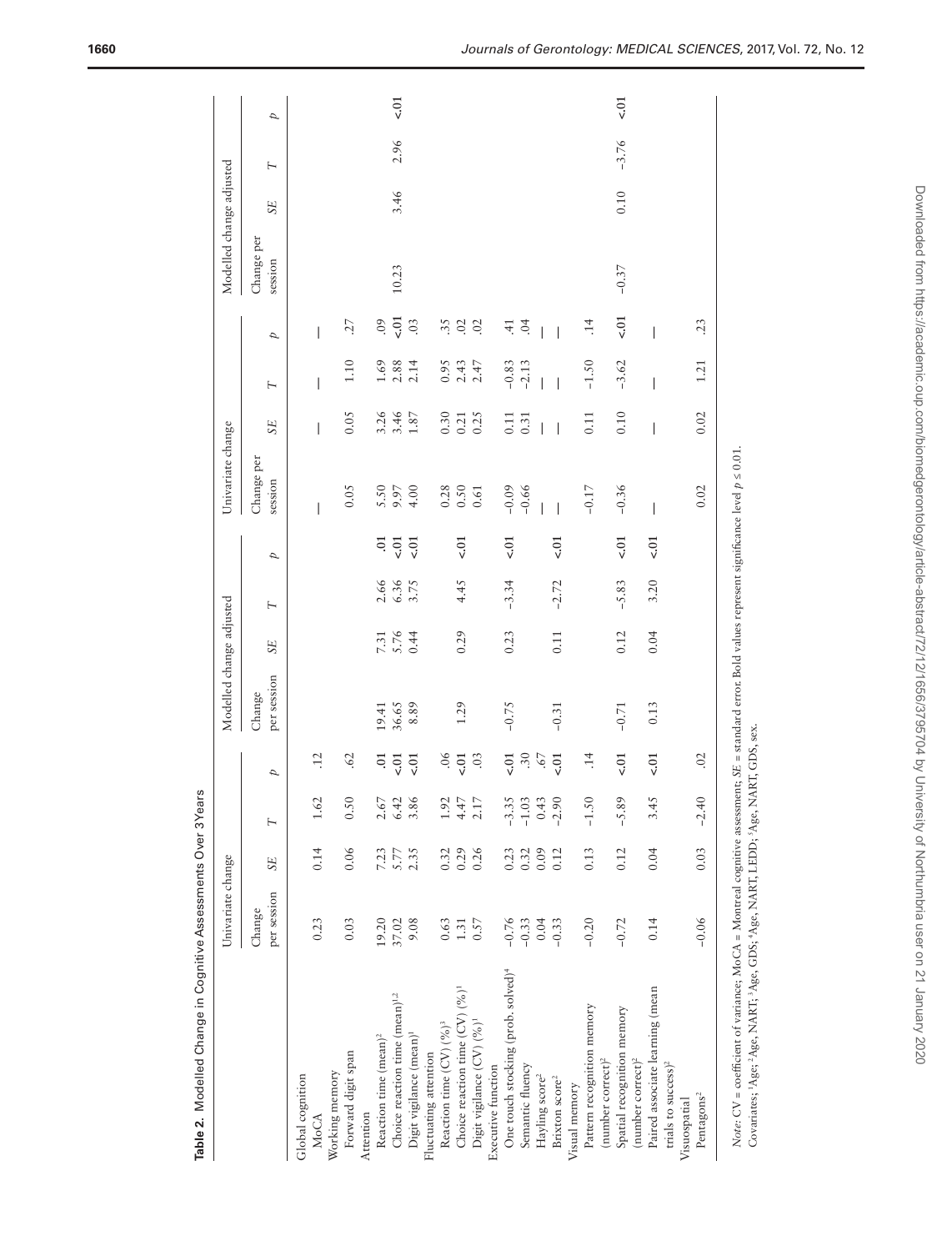**Table 2.** Modelled Change in Cognitive Assessments Over 3 Years

| | Univariate change | | | | Modelled change adjusted | | | | Univariate change | | | | Modelled change adjusted | | | |
|---|---|---|---|---|---|---|---|---|---|---|---|---|---|---|---|---|
| | Change per session | *SE* | *T* | *p* | Change per session | *SE* | *T* | *p* | Change per session | *SE* | *T* | *p* | Change per session | *SE* | *T* | *p* |
| Global cognition | | | | | | | | | | | | | | | | |
| MoCA | 0.23 | 0.14 | 1.62 | .12 | | | | | — | — | — | — | | | | |
| Working memory | | | | | | | | | | | | | | | | |
| Forward digit span | 0.03 | 0.06 | 0.50 | .62 | | | | | 0.05 | 0.05 | 1.10 | .27 | | | | |
| Attention | | | | | | | | | | | | | | | | |
| Reaction time (mean)[2] | 19.20 | 7.23 | 2.67 | .01 | 19.41 | 7.31 | 2.66 | .01 | 5.50 | 3.26 | 1.69 | .09 | | | | |
| Choice reaction time (mean)[1,2] | 37.02 | 5.77 | 6.42 | <.01 | 36.65 | 5.76 | 6.36 | <.01 | 9.97 | 3.46 | 2.88 | <.01 | 10.23 | 3.46 | 2.96 | <.01 |
| Digit vigilance (mean)[1] | 9.08 | 2.35 | 3.86 | <.01 | 8.89 | 0.44 | 3.75 | <.01 | 4.00 | 1.87 | 2.14 | .03 | | | | |
| Fluctuating attention | | | | | | | | | | | | | | | | |
| Reaction time (CV) (%)[3] | 0.63 | 0.32 | 1.92 | .06 | | | | | 0.28 | 0.30 | 0.95 | .35 | | | | |
| Choice reaction time (CV) (%)[1] | 1.31 | 0.29 | 4.47 | <.01 | 1.29 | 0.29 | 4.45 | <.01 | 0.50 | 0.21 | 2.43 | .02 | | | | |
| Digit vigilance (CV) (%)[1] | 0.57 | 0.26 | 2.17 | .03 | | | | | 0.61 | 0.25 | 2.47 | .02 | | | | |
| Executive function | | | | | | | | | | | | | | | | |
| One touch stocking (prob. solved)[4] | −0.76 | 0.23 | −3.35 | <.01 | −0.75 | 0.23 | −3.34 | <.01 | −0.09 | 0.11 | −0.83 | .41 | | | | |
| Semantic fluency | −0.33 | 0.32 | −1.03 | .30 | | | | | −0.66 | 0.31 | −2.13 | .04 | | | | |
| Hayling score[2] | 0.04 | 0.09 | 0.43 | .67 | | | | | — | — | — | — | | | | |
| Brixton score[2] | −0.33 | 0.12 | −2.90 | <.01 | −0.31 | 0.11 | −2.72 | <.01 | — | — | — | — | | | | |
| Visual memory | | | | | | | | | | | | | | | | |
| Pattern recognition memory (number correct)[2] | −0.20 | 0.13 | −1.50 | .14 | | | | | −0.17 | 0.11 | −1.50 | .14 | | | | |
| Spatial recognition memory (number correct)[2] | −0.72 | 0.12 | −5.89 | <.01 | −0.71 | 0.12 | −5.83 | <.01 | −0.36 | 0.10 | −3.62 | <.01 | −0.37 | 0.10 | −3.76 | <.01 |
| Paired associate learning (mean trials to success)[2] | 0.14 | 0.04 | 3.45 | <.01 | 0.13 | 0.04 | 3.20 | <.01 | — | — | — | — | | | | |
| Visuospatial | | | | | | | | | | | | | | | | |
| Pentagons[2] | −0.06 | 0.03 | −2.40 | .02 | | | | | 0.02 | 0.02 | 1.21 | .23 | | | | |

*Note*: CV = coefficient of variance; MoCA = Montreal cognitive assessment; *SE* = standard error. Bold values represent significance level $p \leq 0.01$.
Covariates; [1]Age; [2]Age, NART; [3]Age, GDS; [4]Age, NART, LEDD; [5]Age, NART, GDS, sex.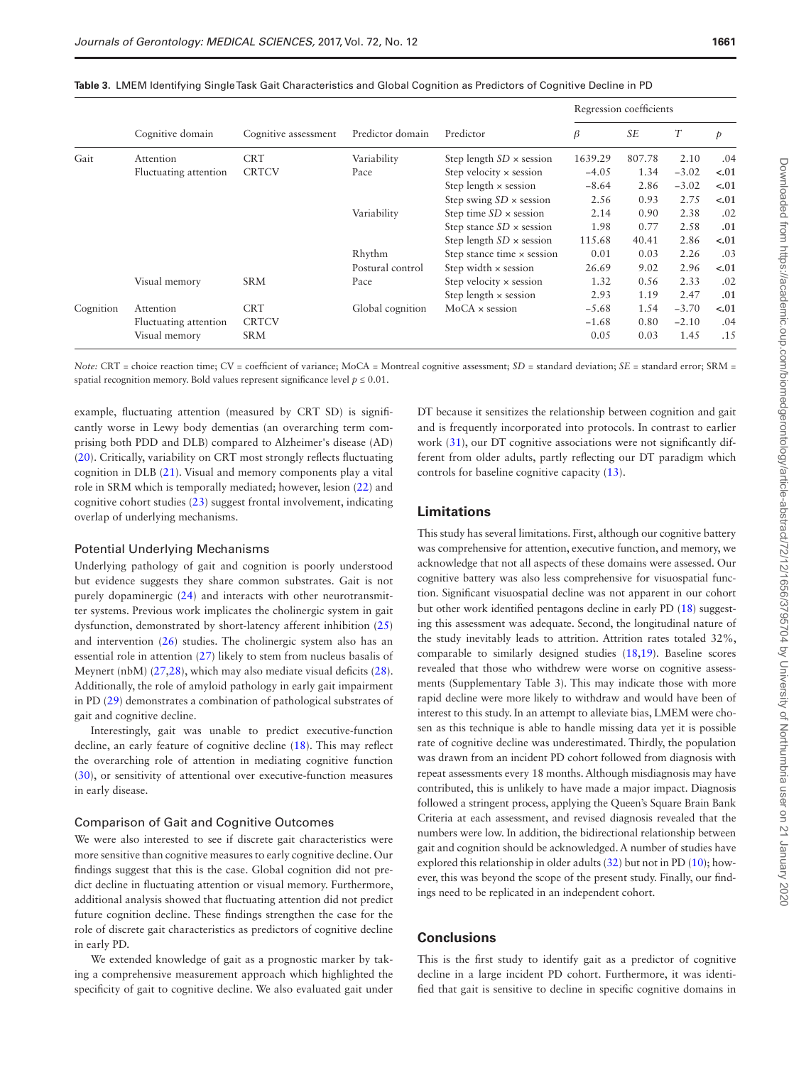**Table 3.** LMEM Identifying Single Task Gait Characteristics and Global Cognition as Predictors of Cognitive Decline in PD

| | Cognitive domain | Cognitive assessment | Predictor domain | Predictor | Regression coefficients | | | |
|---|---|---|---|---|---|---|---|---|
| | | | | | *β* | *SE* | *T* | *p* |
| Gait | Attention | CRT | Variability | Step length *SD* × session | 1639.29 | 807.78 | 2.10 | .04 |
| | Fluctuating attention | CRTCV | Pace | Step velocity × session | −4.05 | 1.34 | −3.02 | **<.01** |
| | | | | Step length × session | −8.64 | 2.86 | −3.02 | **<.01** |
| | | | | Step swing *SD* × session | 2.56 | 0.93 | 2.75 | **<.01** |
| | | | Variability | Step time *SD* × session | 2.14 | 0.90 | 2.38 | .02 |
| | | | | Step stance *SD* × session | 1.98 | 0.77 | 2.58 | **.01** |
| | | | | Step length *SD* × session | 115.68 | 40.41 | 2.86 | **<.01** |
| | | | Rhythm | Step stance time × session | 0.01 | 0.03 | 2.26 | .03 |
| | | | Postural control | Step width × session | 26.69 | 9.02 | 2.96 | **<.01** |
| | Visual memory | SRM | Pace | Step velocity × session | 1.32 | 0.56 | 2.33 | .02 |
| | | | | Step length × session | 2.93 | 1.19 | 2.47 | **.01** |
| Cognition | Attention | CRT | Global cognition | MoCA × session | −5.68 | 1.54 | −3.70 | **<.01** |
| | Fluctuating attention | CRTCV | | | −1.68 | 0.80 | −2.10 | .04 |
| | Visual memory | SRM | | | 0.05 | 0.03 | 1.45 | .15 |

*Note:* CRT = choice reaction time; CV = coefficient of variance; MoCA = Montreal cognitive assessment; *SD* = standard deviation; *SE* = standard error; SRM = spatial recognition memory. Bold values represent significance level $p \le 0.01$.

example, fluctuating attention (measured by CRT SD) is significantly worse in Lewy body dementias (an overarching term comprising both PDD and DLB) compared to Alzheimer's disease (AD) (20). Critically, variability on CRT most strongly reflects fluctuating cognition in DLB (21). Visual and memory components play a vital role in SRM which is temporally mediated; however, lesion (22) and cognitive cohort studies (23) suggest frontal involvement, indicating overlap of underlying mechanisms.

### Potential Underlying Mechanisms

Underlying pathology of gait and cognition is poorly understood but evidence suggests they share common substrates. Gait is not purely dopaminergic (24) and interacts with other neurotransmitter systems. Previous work implicates the cholinergic system in gait dysfunction, demonstrated by short-latency afferent inhibition (25) and intervention (26) studies. The cholinergic system also has an essential role in attention (27) likely to stem from nucleus basalis of Meynert (nbM) (27,28), which may also mediate visual deficits (28). Additionally, the role of amyloid pathology in early gait impairment in PD (29) demonstrates a combination of pathological substrates of gait and cognitive decline.

Interestingly, gait was unable to predict executive-function decline, an early feature of cognitive decline (18). This may reflect the overarching role of attention in mediating cognitive function (30), or sensitivity of attentional over executive-function measures in early disease.

### Comparison of Gait and Cognitive Outcomes

We were also interested to see if discrete gait characteristics were more sensitive than cognitive measures to early cognitive decline. Our findings suggest that this is the case. Global cognition did not predict decline in fluctuating attention or visual memory. Furthermore, additional analysis showed that fluctuating attention did not predict future cognition decline. These findings strengthen the case for the role of discrete gait characteristics as predictors of cognitive decline in early PD.

We extended knowledge of gait as a prognostic marker by taking a comprehensive measurement approach which highlighted the specificity of gait to cognitive decline. We also evaluated gait under DT because it sensitizes the relationship between cognition and gait and is frequently incorporated into protocols. In contrast to earlier work (31), our DT cognitive associations were not significantly different from older adults, partly reflecting our DT paradigm which controls for baseline cognitive capacity (13).

## Limitations

This study has several limitations. First, although our cognitive battery was comprehensive for attention, executive function, and memory, we acknowledge that not all aspects of these domains were assessed. Our cognitive battery was also less comprehensive for visuospatial function. Significant visuospatial decline was not apparent in our cohort but other work identified pentagons decline in early PD (18) suggesting this assessment was adequate. Second, the longitudinal nature of the study inevitably leads to attrition. Attrition rates totaled 32%, comparable to similarly designed studies (18,19). Baseline scores revealed that those who withdrew were worse on cognitive assessments (Supplementary Table 3). This may indicate those with more rapid decline were more likely to withdraw and would have been of interest to this study. In an attempt to alleviate bias, LMEM were chosen as this technique is able to handle missing data yet it is possible rate of cognitive decline was underestimated. Thirdly, the population was drawn from an incident PD cohort followed from diagnosis with repeat assessments every 18 months. Although misdiagnosis may have contributed, this is unlikely to have made a major impact. Diagnosis followed a stringent process, applying the Queen's Square Brain Bank Criteria at each assessment, and revised diagnosis revealed that the numbers were low. In addition, the bidirectional relationship between gait and cognition should be acknowledged. A number of studies have explored this relationship in older adults (32) but not in PD (10); however, this was beyond the scope of the present study. Finally, our findings need to be replicated in an independent cohort.

## Conclusions

This is the first study to identify gait as a predictor of cognitive decline in a large incident PD cohort. Furthermore, it was identified that gait is sensitive to decline in specific cognitive domains in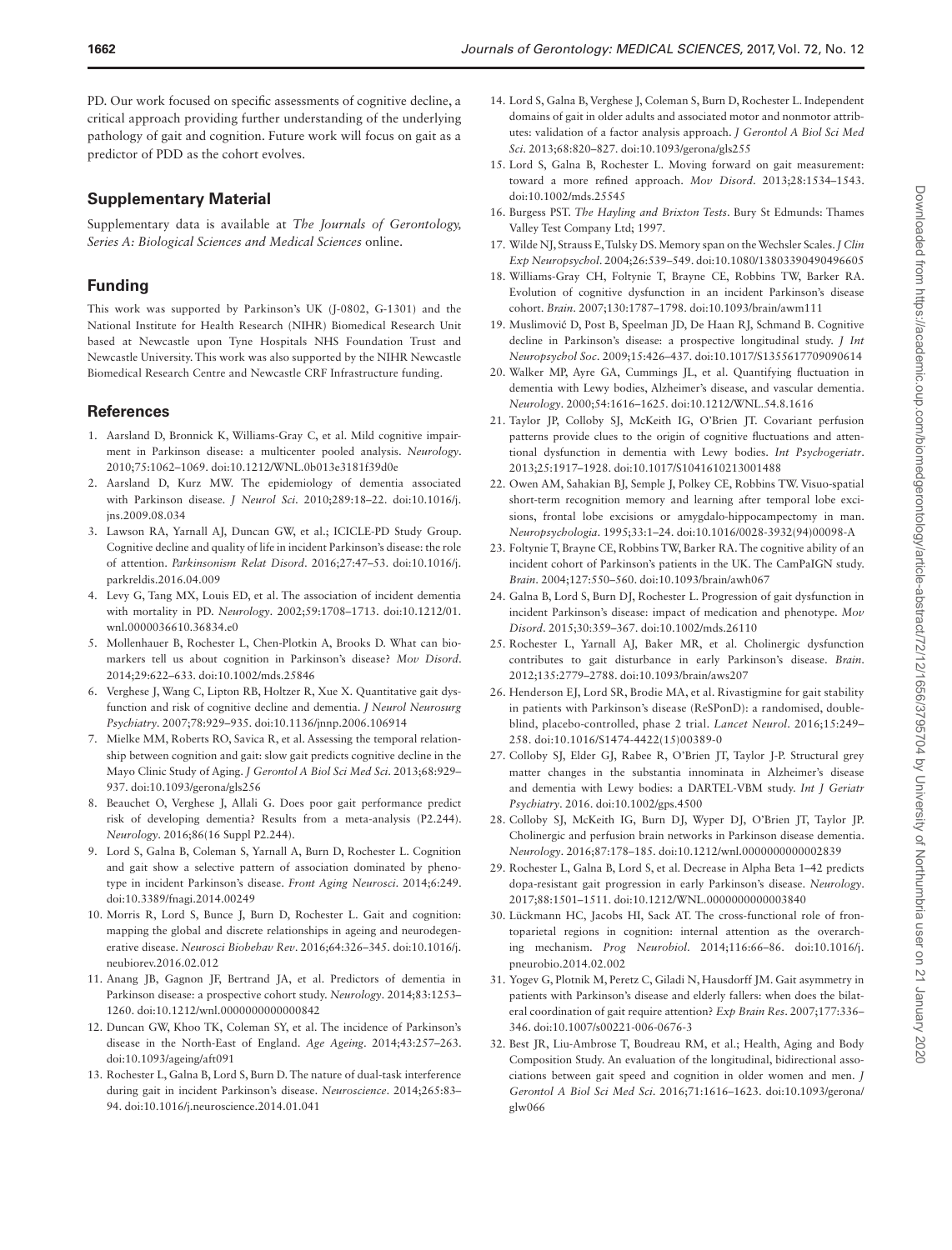PD. Our work focused on specific assessments of cognitive decline, a critical approach providing further understanding of the underlying pathology of gait and cognition. Future work will focus on gait as a predictor of PDD as the cohort evolves.

## Supplementary Material

Supplementary data is available at *The Journals of Gerontology, Series A: Biological Sciences and Medical Sciences* online.

## Funding

This work was supported by Parkinson's UK (J-0802, G-1301) and the National Institute for Health Research (NIHR) Biomedical Research Unit based at Newcastle upon Tyne Hospitals NHS Foundation Trust and Newcastle University. This work was also supported by the NIHR Newcastle Biomedical Research Centre and Newcastle CRF Infrastructure funding.

## References

1. Aarsland D, Bronnick K, Williams-Gray C, et al. Mild cognitive impairment in Parkinson disease: a multicenter pooled analysis. *Neurology*. 2010;75:1062–1069. doi:10.1212/WNL.0b013e3181f39d0e
2. Aarsland D, Kurz MW. The epidemiology of dementia associated with Parkinson disease. *J Neurol Sci*. 2010;289:18–22. doi:10.1016/j.jns.2009.08.034
3. Lawson RA, Yarnall AJ, Duncan GW, et al.; ICICLE-PD Study Group. Cognitive decline and quality of life in incident Parkinson's disease: the role of attention. *Parkinsonism Relat Disord*. 2016;27:47–53. doi:10.1016/j.parkreldis.2016.04.009
4. Levy G, Tang MX, Louis ED, et al. The association of incident dementia with mortality in PD. *Neurology*. 2002;59:1708–1713. doi:10.1212/01.wnl.0000036610.36834.e0
5. Mollenhauer B, Rochester L, Chen-Plotkin A, Brooks D. What can biomarkers tell us about cognition in Parkinson's disease? *Mov Disord*. 2014;29:622–633. doi:10.1002/mds.25846
6. Verghese J, Wang C, Lipton RB, Holtzer R, Xue X. Quantitative gait dysfunction and risk of cognitive decline and dementia. *J Neurol Neurosurg Psychiatry*. 2007;78:929–935. doi:10.1136/jnnp.2006.106914
7. Mielke MM, Roberts RO, Savica R, et al. Assessing the temporal relationship between cognition and gait: slow gait predicts cognitive decline in the Mayo Clinic Study of Aging. *J Gerontol A Biol Sci Med Sci*. 2013;68:929–937. doi:10.1093/gerona/gls256
8. Beauchet O, Verghese J, Allali G. Does poor gait performance predict risk of developing dementia? Results from a meta-analysis (P2.244). *Neurology*. 2016;86(16 Suppl P2.244).
9. Lord S, Galna B, Coleman S, Yarnall A, Burn D, Rochester L. Cognition and gait show a selective pattern of association dominated by phenotype in incident Parkinson's disease. *Front Aging Neurosci*. 2014;6:249. doi:10.3389/fnagi.2014.00249
10. Morris R, Lord S, Bunce J, Burn D, Rochester L. Gait and cognition: mapping the global and discrete relationships in ageing and neurodegenerative disease. *Neurosci Biobehav Rev*. 2016;64:326–345. doi:10.1016/j.neubiorev.2016.02.012
11. Anang JB, Gagnon JF, Bertrand JA, et al. Predictors of dementia in Parkinson disease: a prospective cohort study. *Neurology*. 2014;83:1253–1260. doi:10.1212/wnl.0000000000000842
12. Duncan GW, Khoo TK, Coleman SY, et al. The incidence of Parkinson's disease in the North-East of England. *Age Ageing*. 2014;43:257–263. doi:10.1093/ageing/aft091
13. Rochester L, Galna B, Lord S, Burn D. The nature of dual-task interference during gait in incident Parkinson's disease. *Neuroscience*. 2014;265:83–94. doi:10.1016/j.neuroscience.2014.01.041
14. Lord S, Galna B, Verghese J, Coleman S, Burn D, Rochester L. Independent domains of gait in older adults and associated motor and nonmotor attributes: validation of a factor analysis approach. *J Gerontol A Biol Sci Med Sci*. 2013;68:820–827. doi:10.1093/gerona/gls255
15. Lord S, Galna B, Rochester L. Moving forward on gait measurement: toward a more refined approach. *Mov Disord*. 2013;28:1534–1543. doi:10.1002/mds.25545
16. Burgess PST. *The Hayling and Brixton Tests*. Bury St Edmunds: Thames Valley Test Company Ltd; 1997.
17. Wilde NJ, Strauss E, Tulsky DS. Memory span on the Wechsler Scales. *J Clin Exp Neuropsychol*. 2004;26:539–549. doi:10.1080/13803390490496605
18. Williams-Gray CH, Foltynie T, Brayne CE, Robbins TW, Barker RA. Evolution of cognitive dysfunction in an incident Parkinson's disease cohort. *Brain*. 2007;130:1787–1798. doi:10.1093/brain/awm111
19. Muslimović D, Post B, Speelman JD, De Haan RJ, Schmand B. Cognitive decline in Parkinson's disease: a prospective longitudinal study. *J Int Neuropsychol Soc*. 2009;15:426–437. doi:10.1017/S1355617709090614
20. Walker MP, Ayre GA, Cummings JL, et al. Quantifying fluctuation in dementia with Lewy bodies, Alzheimer's disease, and vascular dementia. *Neurology*. 2000;54:1616–1625. doi:10.1212/WNL.54.8.1616
21. Taylor JP, Colloby SJ, McKeith IG, O'Brien JT. Covariant perfusion patterns provide clues to the origin of cognitive fluctuations and attentional dysfunction in dementia with Lewy bodies. *Int Psychogeriatr*. 2013;25:1917–1928. doi:10.1017/S1041610213001488
22. Owen AM, Sahakian BJ, Semple J, Polkey CE, Robbins TW. Visuo-spatial short-term recognition memory and learning after temporal lobe excisions, frontal lobe excisions or amygdalo-hippocampectomy in man. *Neuropsychologia*. 1995;33:1–24. doi:10.1016/0028-3932(94)00098-A
23. Foltynie T, Brayne CE, Robbins TW, Barker RA. The cognitive ability of an incident cohort of Parkinson's patients in the UK. The CamPaIGN study. *Brain*. 2004;127:550–560. doi:10.1093/brain/awh067
24. Galna B, Lord S, Burn DJ, Rochester L. Progression of gait dysfunction in incident Parkinson's disease: impact of medication and phenotype. *Mov Disord*. 2015;30:359–367. doi:10.1002/mds.26110
25. Rochester L, Yarnall AJ, Baker MR, et al. Cholinergic dysfunction contributes to gait disturbance in early Parkinson's disease. *Brain*. 2012;135:2779–2788. doi:10.1093/brain/aws207
26. Henderson EJ, Lord SR, Brodie MA, et al. Rivastigmine for gait stability in patients with Parkinson's disease (ReSPonD): a randomised, double-blind, placebo-controlled, phase 2 trial. *Lancet Neurol*. 2016;15:249–258. doi:10.1016/S1474-4422(15)00389-0
27. Colloby SJ, Elder GJ, Rabee R, O'Brien JT, Taylor J-P. Structural grey matter changes in the substantia innominata in Alzheimer's disease and dementia with Lewy bodies: a DARTEL-VBM study. *Int J Geriatr Psychiatry*. 2016. doi:10.1002/gps.4500
28. Colloby SJ, McKeith IG, Burn DJ, Wyper DJ, O'Brien JT, Taylor JP. Cholinergic and perfusion brain networks in Parkinson disease dementia. *Neurology*. 2016;87:178–185. doi:10.1212/wnl.0000000000002839
29. Rochester L, Galna B, Lord S, et al. Decrease in Alpha Beta 1–42 predicts dopa-resistant gait progression in early Parkinson's disease. *Neurology*. 2017;88:1501–1511. doi:10.1212/WNL.0000000000003840
30. Lückmann HC, Jacobs HI, Sack AT. The cross-functional role of frontoparietal regions in cognition: internal attention as the overarching mechanism. *Prog Neurobiol*. 2014;116:66–86. doi:10.1016/j.pneurobio.2014.02.002
31. Yogev G, Plotnik M, Peretz C, Giladi N, Hausdorff JM. Gait asymmetry in patients with Parkinson's disease and elderly fallers: when does the bilateral coordination of gait require attention? *Exp Brain Res*. 2007;177:336–346. doi:10.1007/s00221-006-0676-3
32. Best JR, Liu-Ambrose T, Boudreau RM, et al.; Health, Aging and Body Composition Study. An evaluation of the longitudinal, bidirectional associations between gait speed and cognition in older women and men. *J Gerontol A Biol Sci Med Sci*. 2016;71:1616–1623. doi:10.1093/gerona/glw066